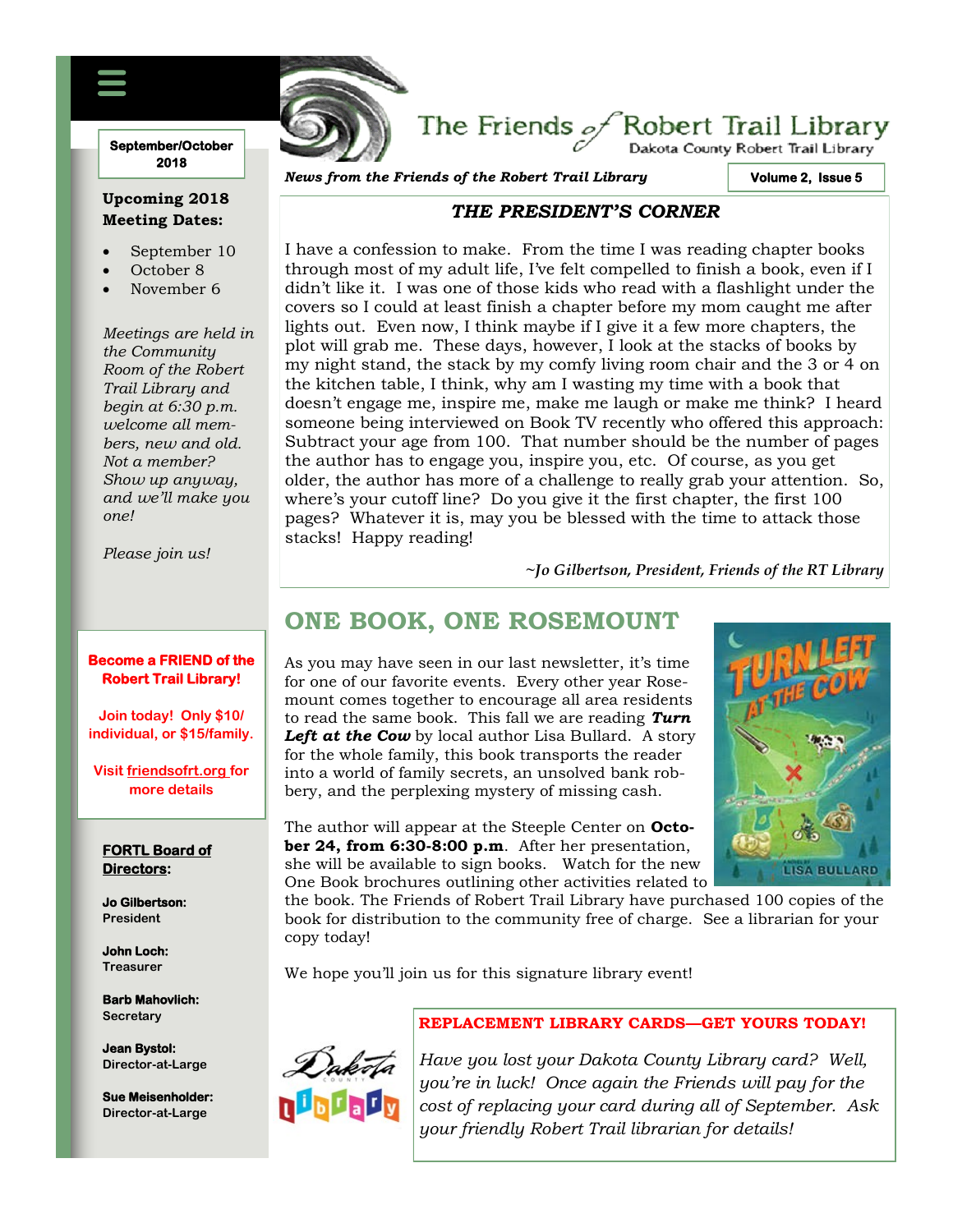# The Friends of Robert Trail Library

Dakota County Robert Trail Library

*News from the Friends of the Robert Trail Library*

**Volume 2, Issue 5**

**September/October 2018**

## THE PRESIDENT'S CORNER

I have a confession to make. From the time I was reading chapter books through most of my adult life, I've felt compelled to finish a book, even if I didn't like it. I was one of those kids who read with a flashlight under the covers so I could at least finish a chapter before my mom caught me after lights out. Even now, I think maybe if I give it a few more chapters, the plot will grab me. These days, however, I look at the stacks of books by my night stand, the stack by my comfy living room chair and the 3 or 4 on the kitchen table, I think, why am I wasting my time with a book that doesn't engage me, inspire me, make me laugh or make me think? I heard someone being interviewed on Book TV recently who offered this approach: Subtract your age from 100. That number should be the number of pages the author has to engage you, inspire you, etc. Of course, as you get older, the author has more of a challenge to really grab your attention. So, where's your cutoff line? Do you give it the first chapter, the first 100 pages? Whatever it is, may you be blessed with the time to attack those stacks! Happy reading!

*~Jo Gilbertson, President, Friends of the RT Library*

## ONE BOOK, ONE ROSEMOUNT

As you may have seen in our last newsletter, it's time for one of our favorite events. Every other year Rosemount comes together to encourage all area residents to read the same book. This fall we are reading ***Turn Left at the Cow*** by local author Lisa Bullard. A story for the whole family, this book transports the reader into a world of family secrets, an unsolved bank robbery, and the perplexing mystery of missing cash.

The author will appear at the Steeple Center on **October 24, from 6:30-8:00 p.m**. After her presentation, she will be available to sign books. Watch for the new One Book brochures outlining other activities related to the book. The Friends of Robert Trail Library have purchased 100 copies of the book for distribution to the community free of charge. See a librarian for your copy today!

We hope you'll join us for this signature library event!

### REPLACEMENT LIBRARY CARDS—GET YOURS TODAY!

*Have you lost your Dakota County Library card? Well, you're in luck! Once again the Friends will pay for the cost of replacing your card during all of September. Ask your friendly Robert Trail librarian for details!*

---

**Upcoming 2018 Meeting Dates:**

- September 10
- October 8
- November 6

*Meetings are held in the Community Room of the Robert Trail Library and begin at 6:30 p.m. welcome all members, new and old. Not a member? Show up anyway, and we'll make you one!*

*Please join us!*

**Become a FRIEND of the Robert Trail Library!**

**Join today! Only $10/ individual, or $15/family.**

**Visit friendsofrt.org for more details**

**FORTL Board of Directors:**

**Jo Gilbertson:** President

**John Loch:** Treasurer

**Barb Mahovlich:** Secretary

**Jean Bystol:** Director-at-Large

**Sue Meisenholder:** Director-at-Large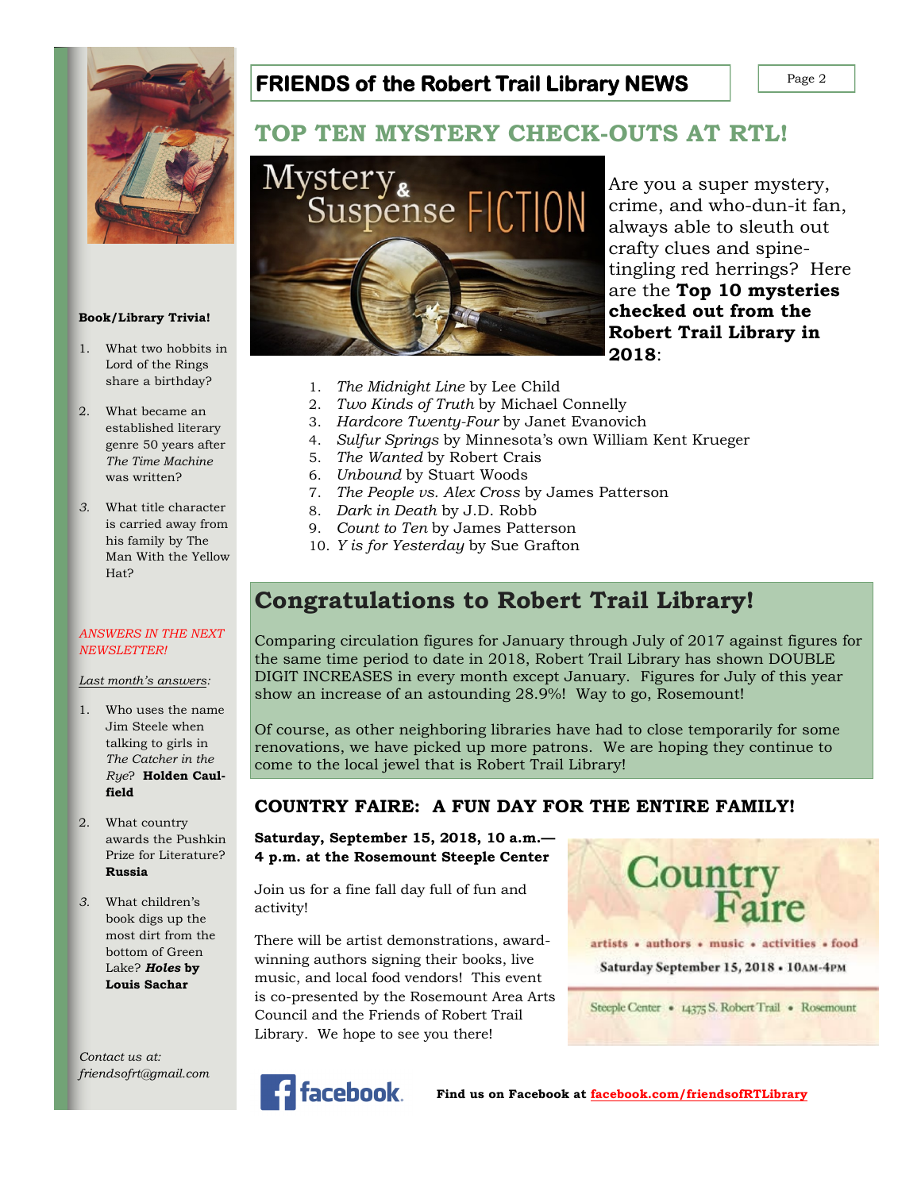## FRIENDS of the Robert Trail Library NEWS

# TOP TEN MYSTERY CHECK-OUTS AT RTL!

Are you a super mystery, crime, and who-dun-it fan, always able to sleuth out crafty clues and spine-tingling red herrings? Here are the **Top 10 mysteries checked out from the Robert Trail Library in 2018**:

1. *The Midnight Line* by Lee Child
2. *Two Kinds of Truth* by Michael Connelly
3. *Hardcore Twenty-Four* by Janet Evanovich
4. *Sulfur Springs* by Minnesota's own William Kent Krueger
5. *The Wanted* by Robert Crais
6. *Unbound* by Stuart Woods
7. *The People vs. Alex Cross* by James Patterson
8. *Dark in Death* by J.D. Robb
9. *Count to Ten* by James Patterson
10. *Y is for Yesterday* by Sue Grafton

## Congratulations to Robert Trail Library!

Comparing circulation figures for January through July of 2017 against figures for the same time period to date in 2018, Robert Trail Library has shown DOUBLE DIGIT INCREASES in every month except January. Figures for July of this year show an increase of an astounding 28.9%! Way to go, Rosemount!

Of course, as other neighboring libraries have had to close temporarily for some renovations, we have picked up more patrons. We are hoping they continue to come to the local jewel that is Robert Trail Library!

## COUNTRY FAIRE: A FUN DAY FOR THE ENTIRE FAMILY!

**Saturday, September 15, 2018, 10 a.m.—4 p.m. at the Rosemount Steeple Center**

Join us for a fine fall day full of fun and activity!

There will be artist demonstrations, award-winning authors signing their books, live music, and local food vendors! This event is co-presented by the Rosemount Area Arts Council and the Friends of Robert Trail Library. We hope to see you there!

Country Faire

artists • authors • music • activities • food

Saturday September 15, 2018 • 10AM-4PM

Steeple Center • 14375 S. Robert Trail • Rosemount

**Find us on Facebook at facebook.com/friendsofRTLibrary**

**Book/Library Trivia!**

1. What two hobbits in Lord of the Rings share a birthday?
2. What became an established literary genre 50 years after *The Time Machine* was written?
3. What title character is carried away from his family by The Man With the Yellow Hat?

*ANSWERS IN THE NEXT NEWSLETTER!*

*Last month's answers:*

1. Who uses the name Jim Steele when talking to girls in *The Catcher in the Rye*? **Holden Caulfield**
2. What country awards the Pushkin Prize for Literature? **Russia**
3. What children's book digs up the most dirt from the bottom of Green Lake? ***Holes* by Louis Sachar**

*Contact us at: friendsofrt@gmail.com*